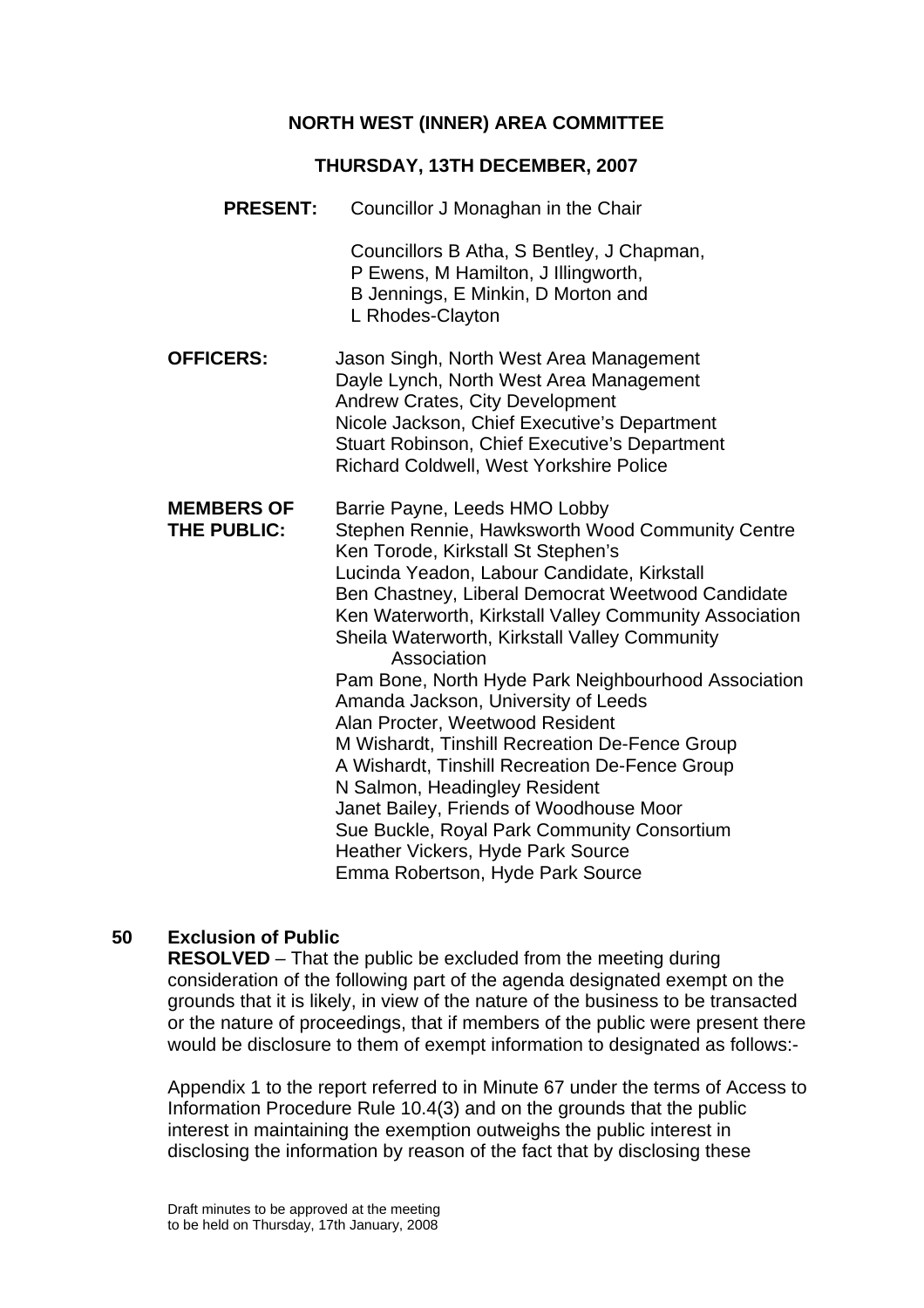# NORTH WEST (INNER) AREA COMMITTEE

## THURSDAY, 13TH DECEMBER, 2007

**PRESENT:** Councillor J Monaghan in the Chair

Councillors B Atha, S Bentley, J Chapman, P Ewens, M Hamilton, J Illingworth, B Jennings, E Minkin, D Morton and L Rhodes-Clayton

**OFFICERS:**
Jason Singh, North West Area Management
Dayle Lynch, North West Area Management
Andrew Crates, City Development
Nicole Jackson, Chief Executive's Department
Stuart Robinson, Chief Executive's Department
Richard Coldwell, West Yorkshire Police

**MEMBERS OF THE PUBLIC:**
Barrie Payne, Leeds HMO Lobby
Stephen Rennie, Hawksworth Wood Community Centre
Ken Torode, Kirkstall St Stephen's
Lucinda Yeadon, Labour Candidate, Kirkstall
Ben Chastney, Liberal Democrat Weetwood Candidate
Ken Waterworth, Kirkstall Valley Community Association
Sheila Waterworth, Kirkstall Valley Community Association
Pam Bone, North Hyde Park Neighbourhood Association
Amanda Jackson, University of Leeds
Alan Procter, Weetwood Resident
M Wishardt, Tinshill Recreation De-Fence Group
A Wishardt, Tinshill Recreation De-Fence Group
N Salmon, Headingley Resident
Janet Bailey, Friends of Woodhouse Moor
Sue Buckle, Royal Park Community Consortium
Heather Vickers, Hyde Park Source
Emma Robertson, Hyde Park Source

**50 Exclusion of Public**

**RESOLVED** – That the public be excluded from the meeting during consideration of the following part of the agenda designated exempt on the grounds that it is likely, in view of the nature of the business to be transacted or the nature of proceedings, that if members of the public were present there would be disclosure to them of exempt information to designated as follows:-

Appendix 1 to the report referred to in Minute 67 under the terms of Access to Information Procedure Rule 10.4(3) and on the grounds that the public interest in maintaining the exemption outweighs the public interest in disclosing the information by reason of the fact that by disclosing these

Draft minutes to be approved at the meeting to be held on Thursday, 17th January, 2008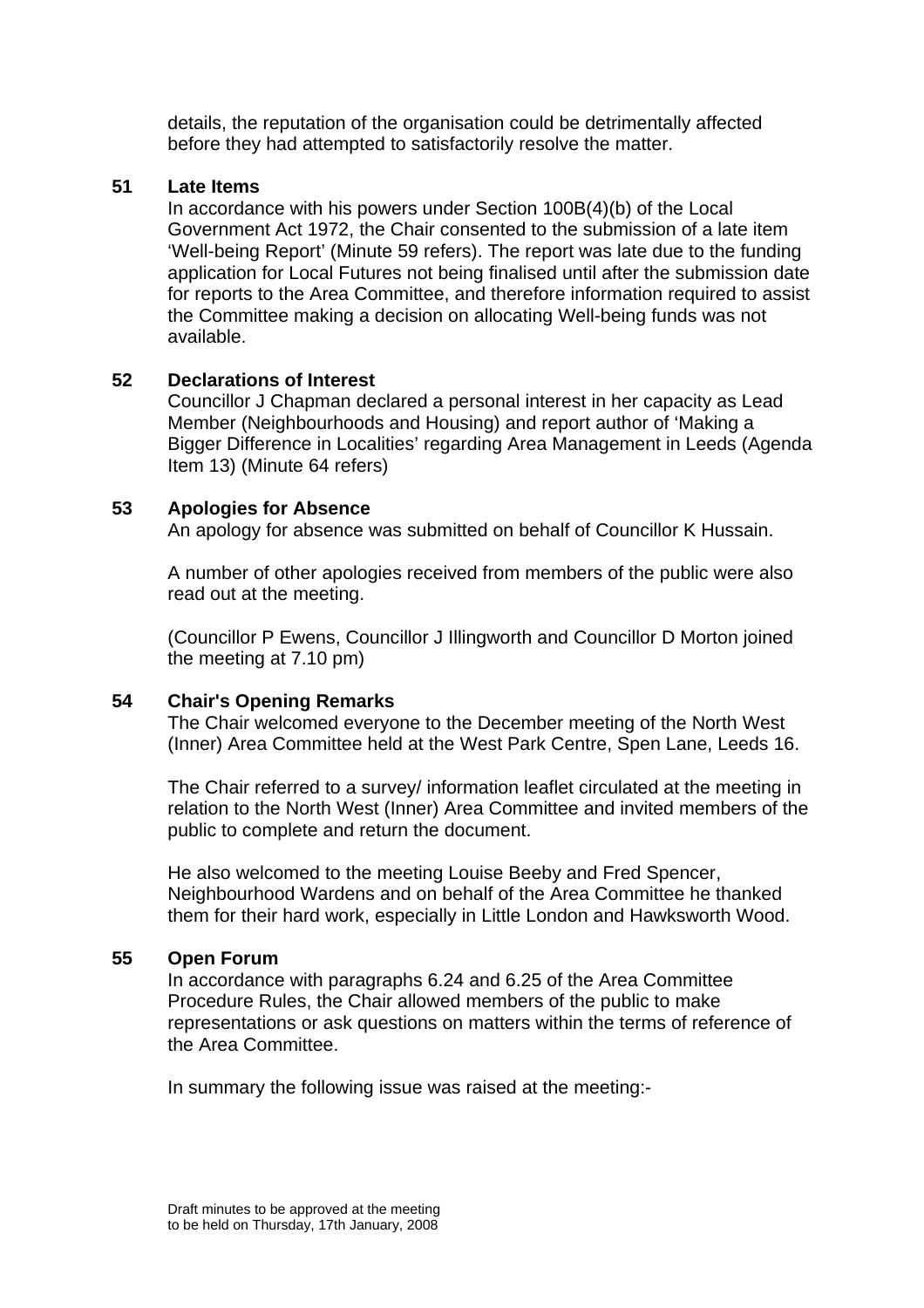details, the reputation of the organisation could be detrimentally affected before they had attempted to satisfactorily resolve the matter.

**51 Late Items**

In accordance with his powers under Section 100B(4)(b) of the Local Government Act 1972, the Chair consented to the submission of a late item 'Well-being Report' (Minute 59 refers). The report was late due to the funding application for Local Futures not being finalised until after the submission date for reports to the Area Committee, and therefore information required to assist the Committee making a decision on allocating Well-being funds was not available.

**52 Declarations of Interest**

Councillor J Chapman declared a personal interest in her capacity as Lead Member (Neighbourhoods and Housing) and report author of 'Making a Bigger Difference in Localities' regarding Area Management in Leeds (Agenda Item 13) (Minute 64 refers)

**53 Apologies for Absence**

An apology for absence was submitted on behalf of Councillor K Hussain.

A number of other apologies received from members of the public were also read out at the meeting.

(Councillor P Ewens, Councillor J Illingworth and Councillor D Morton joined the meeting at 7.10 pm)

**54 Chair's Opening Remarks**

The Chair welcomed everyone to the December meeting of the North West (Inner) Area Committee held at the West Park Centre, Spen Lane, Leeds 16.

The Chair referred to a survey/ information leaflet circulated at the meeting in relation to the North West (Inner) Area Committee and invited members of the public to complete and return the document.

He also welcomed to the meeting Louise Beeby and Fred Spencer, Neighbourhood Wardens and on behalf of the Area Committee he thanked them for their hard work, especially in Little London and Hawksworth Wood.

**55 Open Forum**

In accordance with paragraphs 6.24 and 6.25 of the Area Committee Procedure Rules, the Chair allowed members of the public to make representations or ask questions on matters within the terms of reference of the Area Committee.

In summary the following issue was raised at the meeting:-

Draft minutes to be approved at the meeting
to be held on Thursday, 17th January, 2008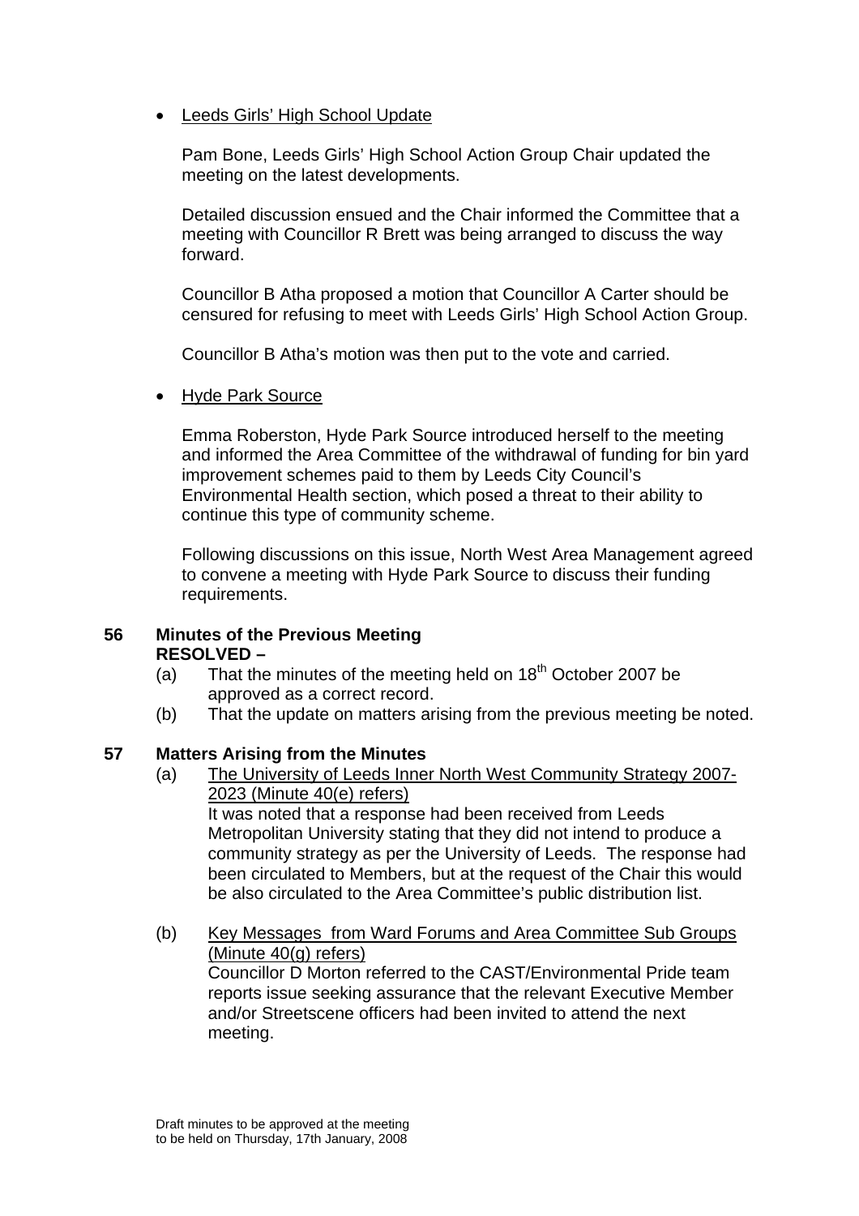- Leeds Girls' High School Update

  Pam Bone, Leeds Girls' High School Action Group Chair updated the meeting on the latest developments.

  Detailed discussion ensued and the Chair informed the Committee that a meeting with Councillor R Brett was being arranged to discuss the way forward.

  Councillor B Atha proposed a motion that Councillor A Carter should be censured for refusing to meet with Leeds Girls' High School Action Group.

  Councillor B Atha's motion was then put to the vote and carried.

- Hyde Park Source

  Emma Roberston, Hyde Park Source introduced herself to the meeting and informed the Area Committee of the withdrawal of funding for bin yard improvement schemes paid to them by Leeds City Council's Environmental Health section, which posed a threat to their ability to continue this type of community scheme.

  Following discussions on this issue, North West Area Management agreed to convene a meeting with Hyde Park Source to discuss their funding requirements.

**56 Minutes of the Previous Meeting**

**RESOLVED –**

(a) That the minutes of the meeting held on 18th October 2007 be approved as a correct record.

(b) That the update on matters arising from the previous meeting be noted.

**57 Matters Arising from the Minutes**

(a) The University of Leeds Inner North West Community Strategy 2007-2023 (Minute 40(e) refers)
It was noted that a response had been received from Leeds Metropolitan University stating that they did not intend to produce a community strategy as per the University of Leeds. The response had been circulated to Members, but at the request of the Chair this would be also circulated to the Area Committee's public distribution list.

(b) Key Messages from Ward Forums and Area Committee Sub Groups (Minute 40(g) refers)
Councillor D Morton referred to the CAST/Environmental Pride team reports issue seeking assurance that the relevant Executive Member and/or Streetscene officers had been invited to attend the next meeting.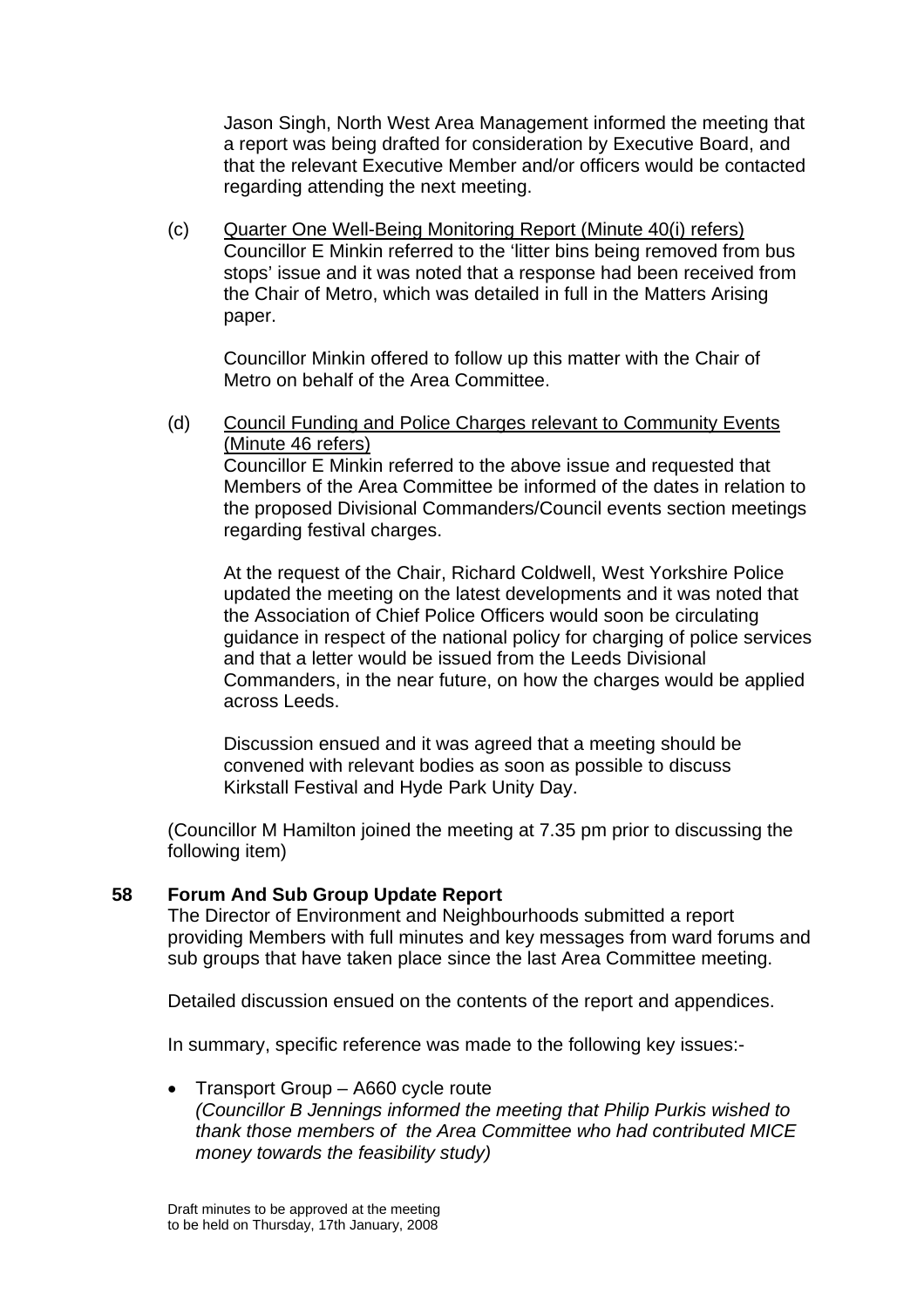Jason Singh, North West Area Management informed the meeting that a report was being drafted for consideration by Executive Board, and that the relevant Executive Member and/or officers would be contacted regarding attending the next meeting.

(c) Quarter One Well-Being Monitoring Report (Minute 40(i) refers)
Councillor E Minkin referred to the 'litter bins being removed from bus stops' issue and it was noted that a response had been received from the Chair of Metro, which was detailed in full in the Matters Arising paper.

Councillor Minkin offered to follow up this matter with the Chair of Metro on behalf of the Area Committee.

(d) Council Funding and Police Charges relevant to Community Events (Minute 46 refers)
Councillor E Minkin referred to the above issue and requested that Members of the Area Committee be informed of the dates in relation to the proposed Divisional Commanders/Council events section meetings regarding festival charges.

At the request of the Chair, Richard Coldwell, West Yorkshire Police updated the meeting on the latest developments and it was noted that the Association of Chief Police Officers would soon be circulating guidance in respect of the national policy for charging of police services and that a letter would be issued from the Leeds Divisional Commanders, in the near future, on how the charges would be applied across Leeds.

Discussion ensued and it was agreed that a meeting should be convened with relevant bodies as soon as possible to discuss Kirkstall Festival and Hyde Park Unity Day.

(Councillor M Hamilton joined the meeting at 7.35 pm prior to discussing the following item)

**58 Forum And Sub Group Update Report**

The Director of Environment and Neighbourhoods submitted a report providing Members with full minutes and key messages from ward forums and sub groups that have taken place since the last Area Committee meeting.

Detailed discussion ensued on the contents of the report and appendices.

In summary, specific reference was made to the following key issues:-

- Transport Group – A660 cycle route
*(Councillor B Jennings informed the meeting that Philip Purkis wished to thank those members of the Area Committee who had contributed MICE money towards the feasibility study)*

Draft minutes to be approved at the meeting to be held on Thursday, 17th January, 2008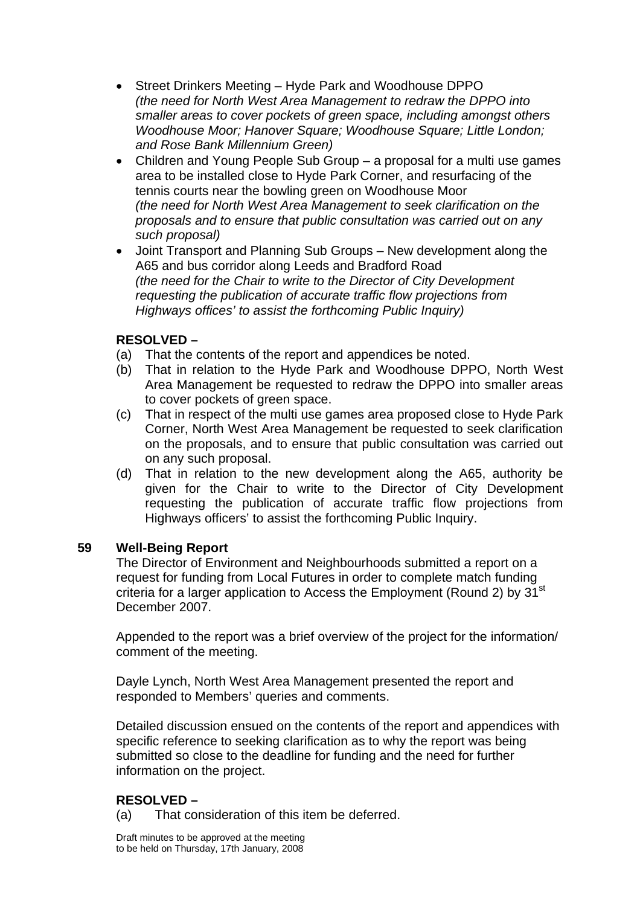- Street Drinkers Meeting – Hyde Park and Woodhouse DPPO
  *(the need for North West Area Management to redraw the DPPO into smaller areas to cover pockets of green space, including amongst others Woodhouse Moor; Hanover Square; Woodhouse Square; Little London; and Rose Bank Millennium Green)*
- Children and Young People Sub Group – a proposal for a multi use games area to be installed close to Hyde Park Corner, and resurfacing of the tennis courts near the bowling green on Woodhouse Moor
  *(the need for North West Area Management to seek clarification on the proposals and to ensure that public consultation was carried out on any such proposal)*
- Joint Transport and Planning Sub Groups – New development along the A65 and bus corridor along Leeds and Bradford Road
  *(the need for the Chair to write to the Director of City Development requesting the publication of accurate traffic flow projections from Highways offices' to assist the forthcoming Public Inquiry)*

**RESOLVED –**

(a) That the contents of the report and appendices be noted.

(b) That in relation to the Hyde Park and Woodhouse DPPO, North West Area Management be requested to redraw the DPPO into smaller areas to cover pockets of green space.

(c) That in respect of the multi use games area proposed close to Hyde Park Corner, North West Area Management be requested to seek clarification on the proposals, and to ensure that public consultation was carried out on any such proposal.

(d) That in relation to the new development along the A65, authority be given for the Chair to write to the Director of City Development requesting the publication of accurate traffic flow projections from Highways officers' to assist the forthcoming Public Inquiry.

## 59 Well-Being Report

The Director of Environment and Neighbourhoods submitted a report on a request for funding from Local Futures in order to complete match funding criteria for a larger application to Access the Employment (Round 2) by 31st December 2007.

Appended to the report was a brief overview of the project for the information/ comment of the meeting.

Dayle Lynch, North West Area Management presented the report and responded to Members' queries and comments.

Detailed discussion ensued on the contents of the report and appendices with specific reference to seeking clarification as to why the report was being submitted so close to the deadline for funding and the need for further information on the project.

**RESOLVED –**

(a) That consideration of this item be deferred.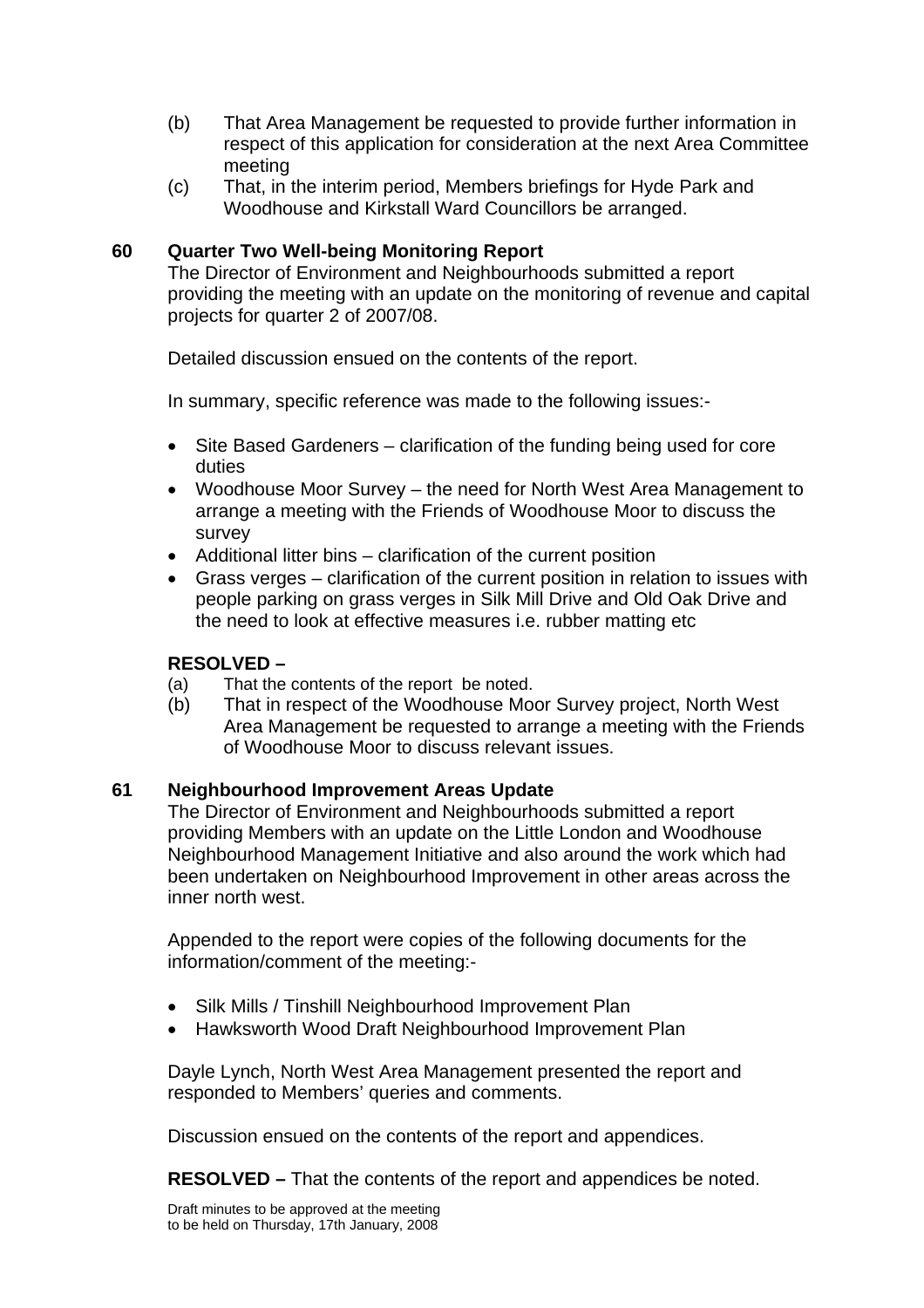(b) That Area Management be requested to provide further information in respect of this application for consideration at the next Area Committee meeting

(c) That, in the interim period, Members briefings for Hyde Park and Woodhouse and Kirkstall Ward Councillors be arranged.

**60 Quarter Two Well-being Monitoring Report**

The Director of Environment and Neighbourhoods submitted a report providing the meeting with an update on the monitoring of revenue and capital projects for quarter 2 of 2007/08.

Detailed discussion ensued on the contents of the report.

In summary, specific reference was made to the following issues:-

- Site Based Gardeners – clarification of the funding being used for core duties
- Woodhouse Moor Survey – the need for North West Area Management to arrange a meeting with the Friends of Woodhouse Moor to discuss the survey
- Additional litter bins – clarification of the current position
- Grass verges – clarification of the current position in relation to issues with people parking on grass verges in Silk Mill Drive and Old Oak Drive and the need to look at effective measures i.e. rubber matting etc

**RESOLVED –**

(a) That the contents of the report be noted.

(b) That in respect of the Woodhouse Moor Survey project, North West Area Management be requested to arrange a meeting with the Friends of Woodhouse Moor to discuss relevant issues.

**61 Neighbourhood Improvement Areas Update**

The Director of Environment and Neighbourhoods submitted a report providing Members with an update on the Little London and Woodhouse Neighbourhood Management Initiative and also around the work which had been undertaken on Neighbourhood Improvement in other areas across the inner north west.

Appended to the report were copies of the following documents for the information/comment of the meeting:-

- Silk Mills / Tinshill Neighbourhood Improvement Plan
- Hawksworth Wood Draft Neighbourhood Improvement Plan

Dayle Lynch, North West Area Management presented the report and responded to Members' queries and comments.

Discussion ensued on the contents of the report and appendices.

**RESOLVED –** That the contents of the report and appendices be noted.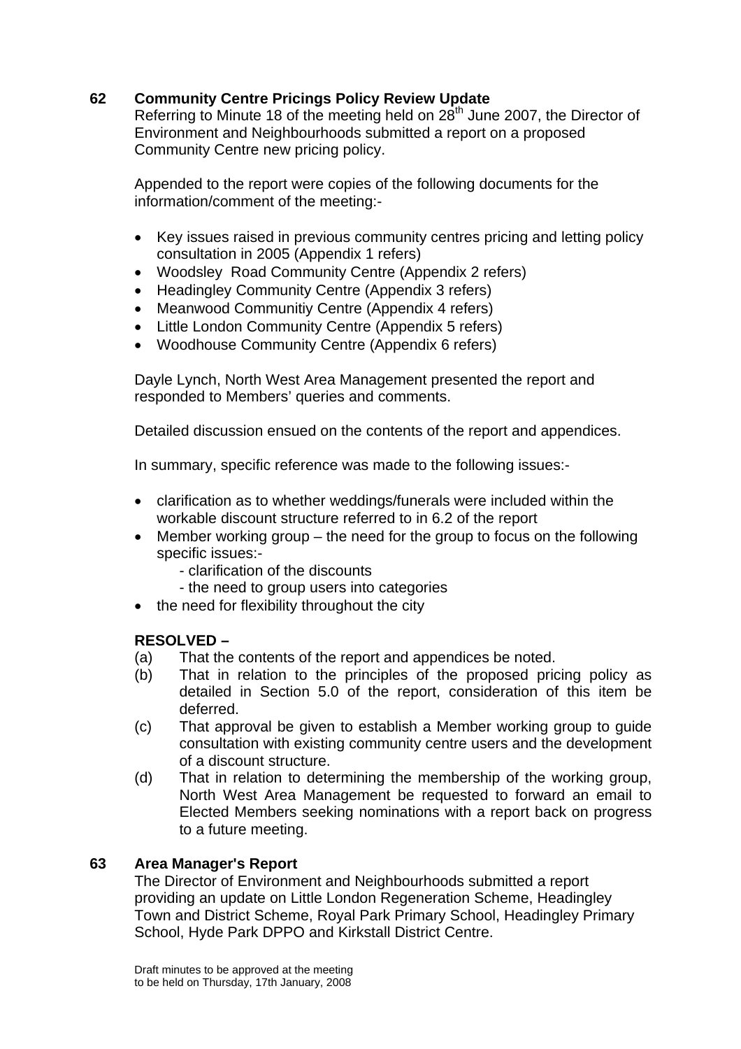## 62 Community Centre Pricings Policy Review Update

Referring to Minute 18 of the meeting held on 28th June 2007, the Director of Environment and Neighbourhoods submitted a report on a proposed Community Centre new pricing policy.

Appended to the report were copies of the following documents for the information/comment of the meeting:-

- Key issues raised in previous community centres pricing and letting policy consultation in 2005 (Appendix 1 refers)
- Woodsley Road Community Centre (Appendix 2 refers)
- Headingley Community Centre (Appendix 3 refers)
- Meanwood Communitiy Centre (Appendix 4 refers)
- Little London Community Centre (Appendix 5 refers)
- Woodhouse Community Centre (Appendix 6 refers)

Dayle Lynch, North West Area Management presented the report and responded to Members' queries and comments.

Detailed discussion ensued on the contents of the report and appendices.

In summary, specific reference was made to the following issues:-

- clarification as to whether weddings/funerals were included within the workable discount structure referred to in 6.2 of the report
- Member working group – the need for the group to focus on the following specific issues:-
  - clarification of the discounts
  - the need to group users into categories
- the need for flexibility throughout the city

**RESOLVED –**

(a) That the contents of the report and appendices be noted.

(b) That in relation to the principles of the proposed pricing policy as detailed in Section 5.0 of the report, consideration of this item be deferred.

(c) That approval be given to establish a Member working group to guide consultation with existing community centre users and the development of a discount structure.

(d) That in relation to determining the membership of the working group, North West Area Management be requested to forward an email to Elected Members seeking nominations with a report back on progress to a future meeting.

## 63 Area Manager's Report

The Director of Environment and Neighbourhoods submitted a report providing an update on Little London Regeneration Scheme, Headingley Town and District Scheme, Royal Park Primary School, Headingley Primary School, Hyde Park DPPO and Kirkstall District Centre.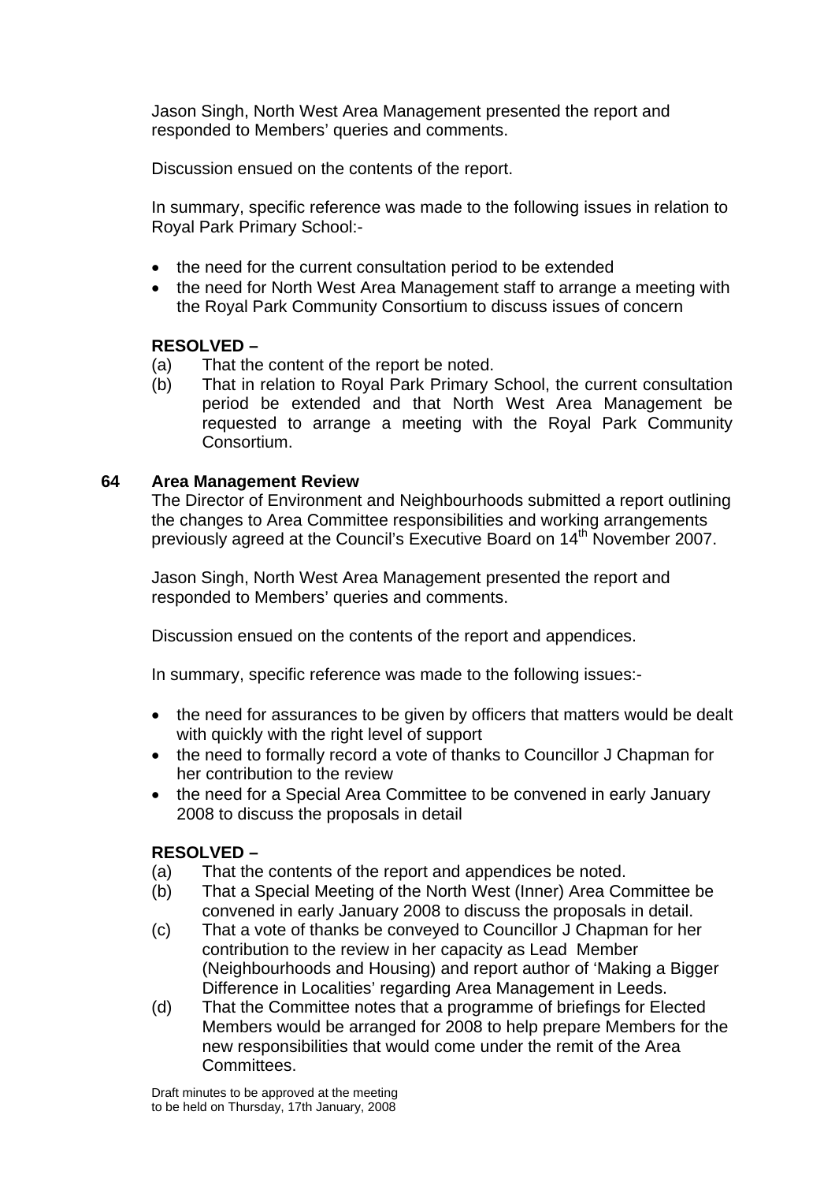Jason Singh, North West Area Management presented the report and responded to Members' queries and comments.

Discussion ensued on the contents of the report.

In summary, specific reference was made to the following issues in relation to Royal Park Primary School:-

- the need for the current consultation period to be extended
- the need for North West Area Management staff to arrange a meeting with the Royal Park Community Consortium to discuss issues of concern

**RESOLVED –**

(a) That the content of the report be noted.

(b) That in relation to Royal Park Primary School, the current consultation period be extended and that North West Area Management be requested to arrange a meeting with the Royal Park Community Consortium.

## 64 Area Management Review

The Director of Environment and Neighbourhoods submitted a report outlining the changes to Area Committee responsibilities and working arrangements previously agreed at the Council's Executive Board on 14th November 2007.

Jason Singh, North West Area Management presented the report and responded to Members' queries and comments.

Discussion ensued on the contents of the report and appendices.

In summary, specific reference was made to the following issues:-

- the need for assurances to be given by officers that matters would be dealt with quickly with the right level of support
- the need to formally record a vote of thanks to Councillor J Chapman for her contribution to the review
- the need for a Special Area Committee to be convened in early January 2008 to discuss the proposals in detail

**RESOLVED –**

(a) That the contents of the report and appendices be noted.

(b) That a Special Meeting of the North West (Inner) Area Committee be convened in early January 2008 to discuss the proposals in detail.

(c) That a vote of thanks be conveyed to Councillor J Chapman for her contribution to the review in her capacity as Lead Member (Neighbourhoods and Housing) and report author of 'Making a Bigger Difference in Localities' regarding Area Management in Leeds.

(d) That the Committee notes that a programme of briefings for Elected Members would be arranged for 2008 to help prepare Members for the new responsibilities that would come under the remit of the Area Committees.

Draft minutes to be approved at the meeting to be held on Thursday, 17th January, 2008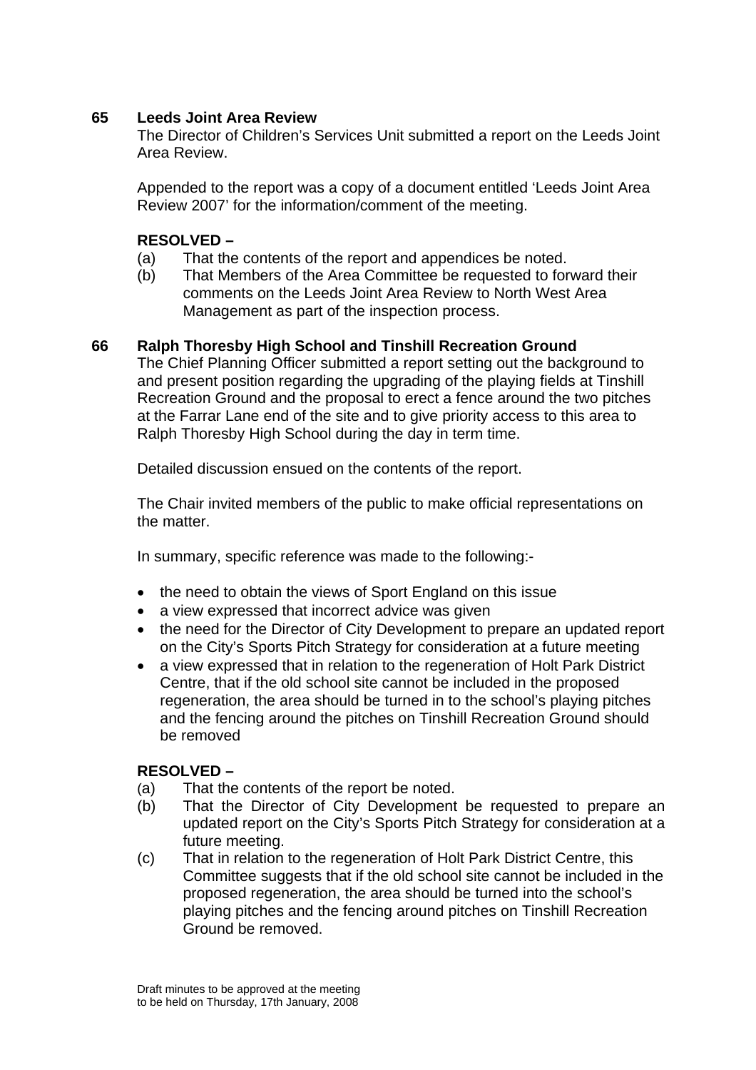**65 Leeds Joint Area Review**

The Director of Children's Services Unit submitted a report on the Leeds Joint Area Review.

Appended to the report was a copy of a document entitled 'Leeds Joint Area Review 2007' for the information/comment of the meeting.

**RESOLVED –**

(a) That the contents of the report and appendices be noted.

(b) That Members of the Area Committee be requested to forward their comments on the Leeds Joint Area Review to North West Area Management as part of the inspection process.

**66 Ralph Thoresby High School and Tinshill Recreation Ground**

The Chief Planning Officer submitted a report setting out the background to and present position regarding the upgrading of the playing fields at Tinshill Recreation Ground and the proposal to erect a fence around the two pitches at the Farrar Lane end of the site and to give priority access to this area to Ralph Thoresby High School during the day in term time.

Detailed discussion ensued on the contents of the report.

The Chair invited members of the public to make official representations on the matter.

In summary, specific reference was made to the following:-

- the need to obtain the views of Sport England on this issue
- a view expressed that incorrect advice was given
- the need for the Director of City Development to prepare an updated report on the City's Sports Pitch Strategy for consideration at a future meeting
- a view expressed that in relation to the regeneration of Holt Park District Centre, that if the old school site cannot be included in the proposed regeneration, the area should be turned in to the school's playing pitches and the fencing around the pitches on Tinshill Recreation Ground should be removed

**RESOLVED –**

(a) That the contents of the report be noted.

(b) That the Director of City Development be requested to prepare an updated report on the City's Sports Pitch Strategy for consideration at a future meeting.

(c) That in relation to the regeneration of Holt Park District Centre, this Committee suggests that if the old school site cannot be included in the proposed regeneration, the area should be turned into the school's playing pitches and the fencing around pitches on Tinshill Recreation Ground be removed.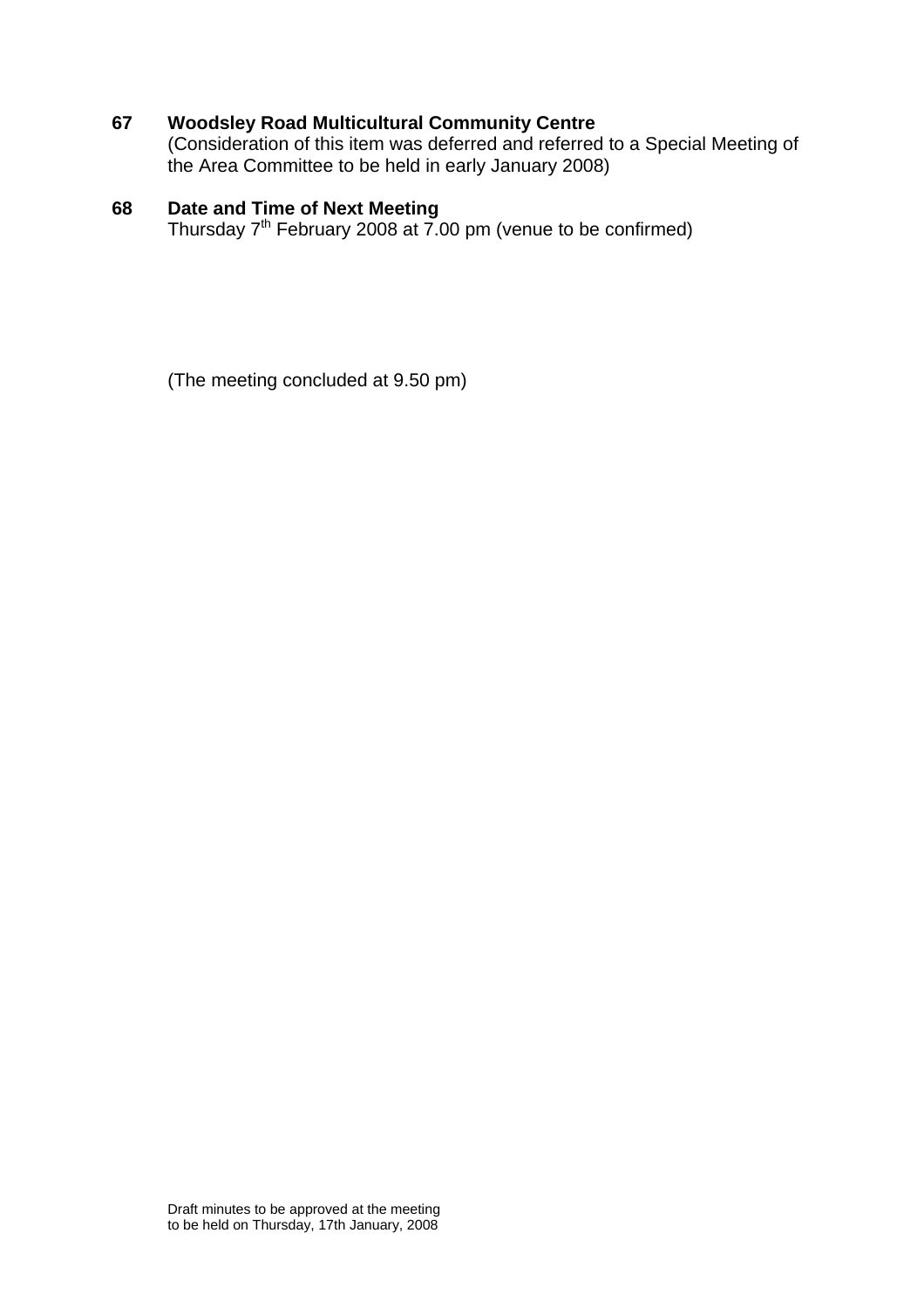**67 Woodsley Road Multicultural Community Centre**

(Consideration of this item was deferred and referred to a Special Meeting of the Area Committee to be held in early January 2008)

**68 Date and Time of Next Meeting**

Thursday 7th February 2008 at 7.00 pm (venue to be confirmed)

(The meeting concluded at 9.50 pm)

Draft minutes to be approved at the meeting
to be held on Thursday, 17th January, 2008